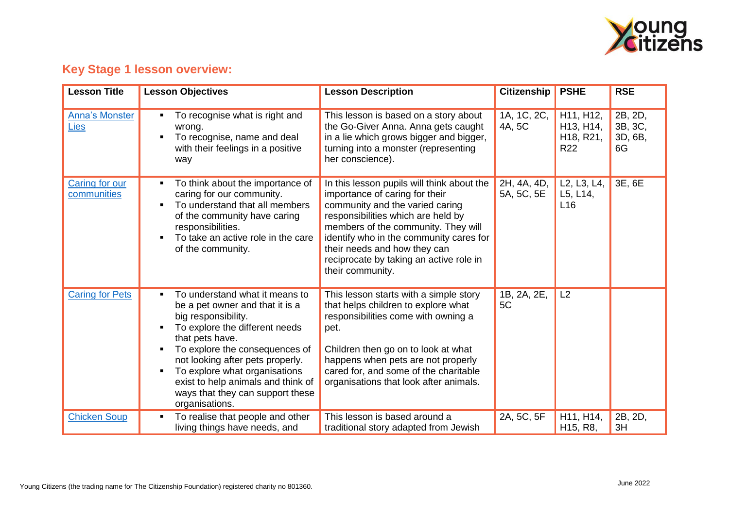## Key Stage 1 lesson overview:

| Lesson Title | Lesson Objectives | Lesson Description | Citizenship | PSHE | RSE |
|---|---|---|---|---|---|
| Anna's Monster Lies | - To recognise what is right and wrong.<br>- To recognise, name and deal with their feelings in a positive way | This lesson is based on a story about the Go-Giver Anna. Anna gets caught in a lie which grows bigger and bigger, turning into a monster (representing her conscience). | 1A, 1C, 2C, 4A, 5C | H11, H12, H13, H14, H18, R21, R22 | 2B, 2D, 3B, 3C, 3D, 6B, 6G |
| Caring for our communities | - To think about the importance of caring for our community.<br>- To understand that all members of the community have caring responsibilities.<br>- To take an active role in the care of the community. | In this lesson pupils will think about the importance of caring for their community and the varied caring responsibilities which are held by members of the community. They will identify who in the community cares for their needs and how they can reciprocate by taking an active role in their community. | 2H, 4A, 4D, 5A, 5C, 5E | L2, L3, L4, L5, L14, L16 | 3E, 6E |
| Caring for Pets | - To understand what it means to be a pet owner and that it is a big responsibility.<br>- To explore the different needs that pets have.<br>- To explore the consequences of not looking after pets properly.<br>- To explore what organisations exist to help animals and think of ways that they can support these organisations. | This lesson starts with a simple story that helps children to explore what responsibilities come with owning a pet.<br><br>Children then go on to look at what happens when pets are not properly cared for, and some of the charitable organisations that look after animals. | 1B, 2A, 2E, 5C | L2 | |
| Chicken Soup | - To realise that people and other living things have needs, and | This lesson is based around a traditional story adapted from Jewish | 2A, 5C, 5F | H11, H14, H15, R8, | 2B, 2D, 3H |

Young Citizens (the trading name for The Citizenship Foundation) registered charity no 801360.

June 2022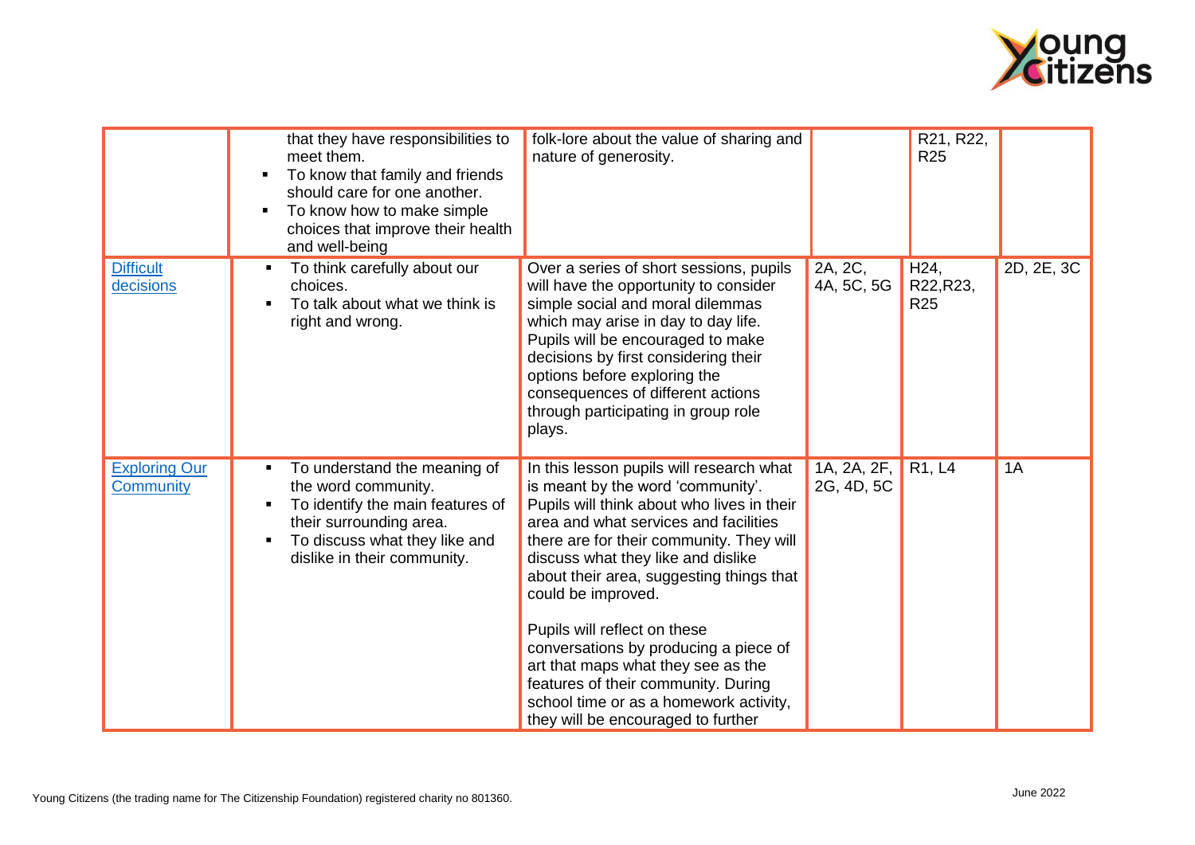| | | | | | |
|---|---|---|---|---|---|
| | that they have responsibilities to meet them.<br>▪ To know that family and friends should care for one another.<br>▪ To know how to make simple choices that improve their health and well-being | folk-lore about the value of sharing and nature of generosity. | | R21, R22, R25 | |
| [Difficult decisions]() | ▪ To think carefully about our choices.<br>▪ To talk about what we think is right and wrong. | Over a series of short sessions, pupils will have the opportunity to consider simple social and moral dilemmas which may arise in day to day life. Pupils will be encouraged to make decisions by first considering their options before exploring the consequences of different actions through participating in group role plays. | 2A, 2C, 4A, 5C, 5G | H24, R22,R23, R25 | 2D, 2E, 3C |
| [Exploring Our Community]() | ▪ To understand the meaning of the word community.<br>▪ To identify the main features of their surrounding area.<br>▪ To discuss what they like and dislike in their community. | In this lesson pupils will research what is meant by the word 'community'. Pupils will think about who lives in their area and what services and facilities there are for their community. They will discuss what they like and dislike about their area, suggesting things that could be improved.<br><br>Pupils will reflect on these conversations by producing a piece of art that maps what they see as the features of their community. During school time or as a homework activity, they will be encouraged to further | 1A, 2A, 2F, 2G, 4D, 5C | R1, L4 | 1A |

Young Citizens (the trading name for The Citizenship Foundation) registered charity no 801360.

June 2022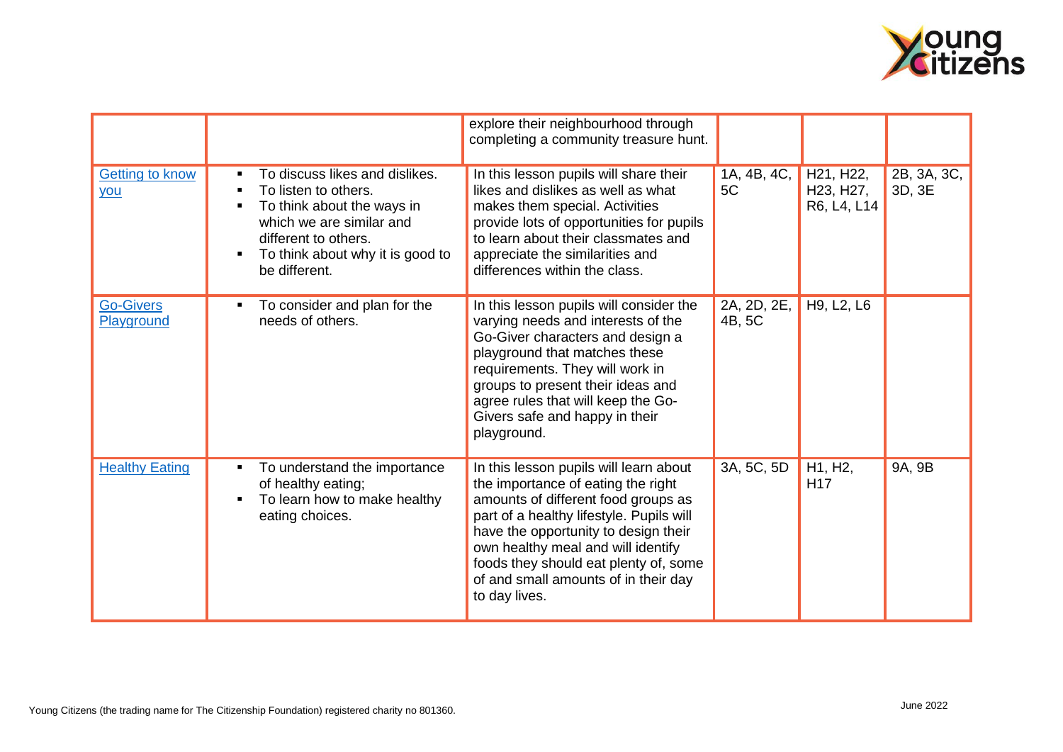| | | | | | |
|---|---|---|---|---|---|
| | | explore their neighbourhood through completing a community treasure hunt. | | | |
| Getting to know you | ▪ To discuss likes and dislikes.<br>▪ To listen to others.<br>▪ To think about the ways in which we are similar and different to others.<br>▪ To think about why it is good to be different. | In this lesson pupils will share their likes and dislikes as well as what makes them special. Activities provide lots of opportunities for pupils to learn about their classmates and appreciate the similarities and differences within the class. | 1A, 4B, 4C, 5C | H21, H22, H23, H27, R6, L4, L14 | 2B, 3A, 3C, 3D, 3E |
| Go-Givers Playground | ▪ To consider and plan for the needs of others. | In this lesson pupils will consider the varying needs and interests of the Go-Giver characters and design a playground that matches these requirements. They will work in groups to present their ideas and agree rules that will keep the Go-Givers safe and happy in their playground. | 2A, 2D, 2E, 4B, 5C | H9, L2, L6 | |
| Healthy Eating | ▪ To understand the importance of healthy eating;<br>▪ To learn how to make healthy eating choices. | In this lesson pupils will learn about the importance of eating the right amounts of different food groups as part of a healthy lifestyle. Pupils will have the opportunity to design their own healthy meal and will identify foods they should eat plenty of, some of and small amounts of in their day to day lives. | 3A, 5C, 5D | H1, H2, H17 | 9A, 9B |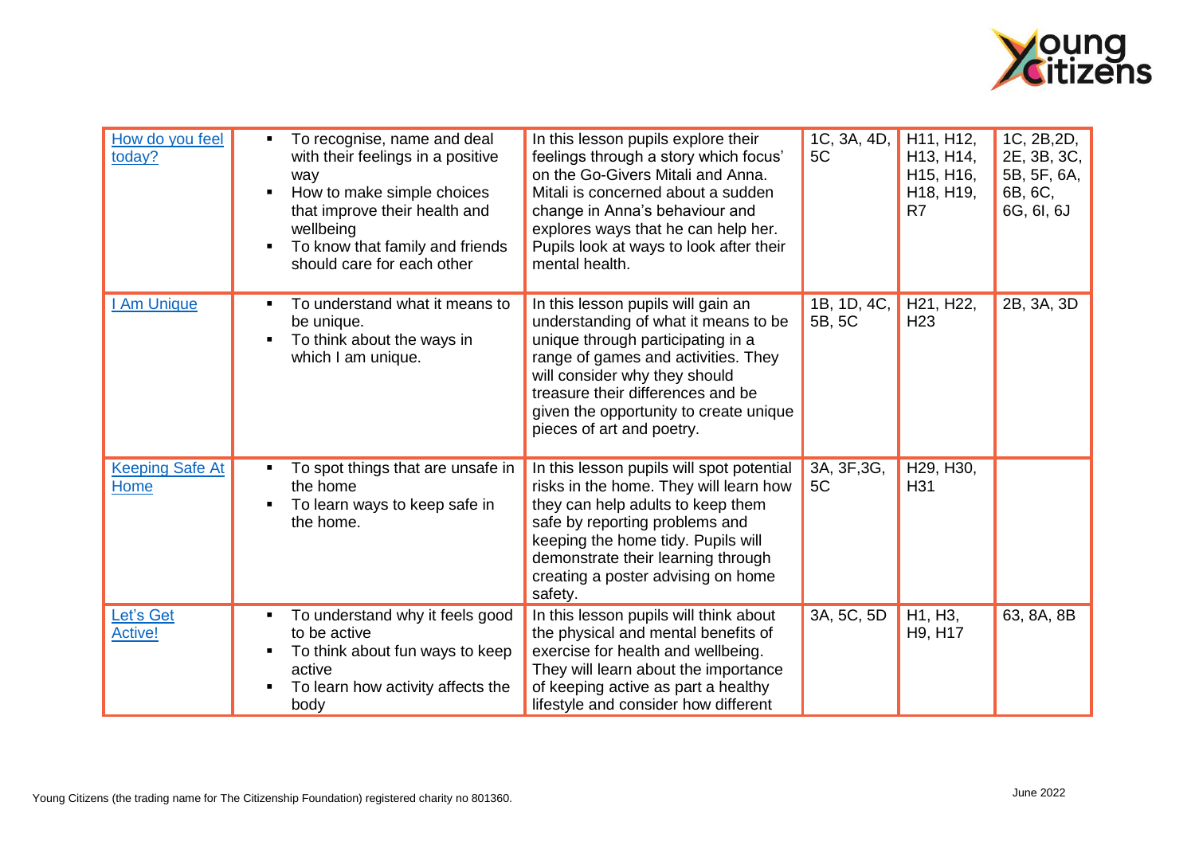| | | | | | |
|---|---|---|---|---|---|
| How do you feel today? | ▪ To recognise, name and deal with their feelings in a positive way<br>▪ How to make simple choices that improve their health and wellbeing<br>▪ To know that family and friends should care for each other | In this lesson pupils explore their feelings through a story which focus' on the Go-Givers Mitali and Anna. Mitali is concerned about a sudden change in Anna's behaviour and explores ways that he can help her. Pupils look at ways to look after their mental health. | 1C, 3A, 4D, 5C | H11, H12, H13, H14, H15, H16, H18, H19, R7 | 1C, 2B,2D, 2E, 3B, 3C, 5B, 5F, 6A, 6B, 6C, 6G, 6I, 6J |
| I Am Unique | ▪ To understand what it means to be unique.<br>▪ To think about the ways in which I am unique. | In this lesson pupils will gain an understanding of what it means to be unique through participating in a range of games and activities. They will consider why they should treasure their differences and be given the opportunity to create unique pieces of art and poetry. | 1B, 1D, 4C, 5B, 5C | H21, H22, H23 | 2B, 3A, 3D |
| Keeping Safe At Home | ▪ To spot things that are unsafe in the home<br>▪ To learn ways to keep safe in the home. | In this lesson pupils will spot potential risks in the home. They will learn how they can help adults to keep them safe by reporting problems and keeping the home tidy. Pupils will demonstrate their learning through creating a poster advising on home safety. | 3A, 3F,3G, 5C | H29, H30, H31 | |
| Let's Get Active! | ▪ To understand why it feels good to be active<br>▪ To think about fun ways to keep active<br>▪ To learn how activity affects the body | In this lesson pupils will think about the physical and mental benefits of exercise for health and wellbeing. They will learn about the importance of keeping active as part a healthy lifestyle and consider how different | 3A, 5C, 5D | H1, H3, H9, H17 | 63, 8A, 8B |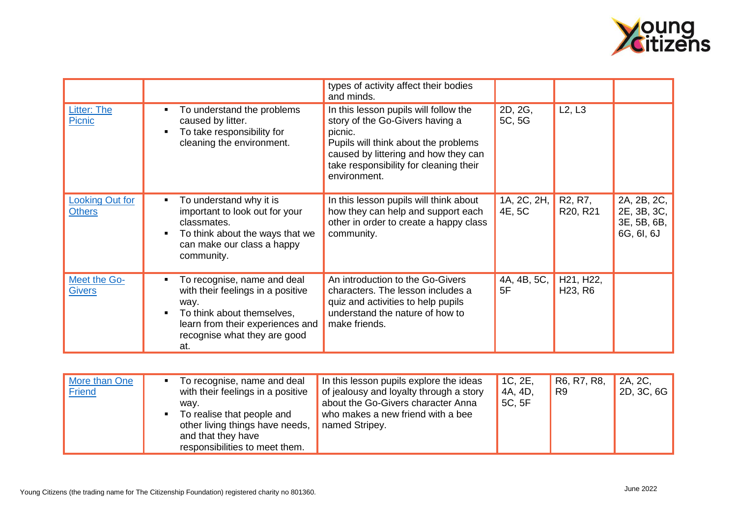| | | | | | |
|---|---|---|---|---|---|
| | | types of activity affect their bodies and minds. | | | |
| [Litter: The Picnic]() | ▪ To understand the problems caused by litter.<br>▪ To take responsibility for cleaning the environment. | In this lesson pupils will follow the story of the Go-Givers having a picnic.<br>Pupils will think about the problems caused by littering and how they can take responsibility for cleaning their environment. | 2D, 2G, 5C, 5G | L2, L3 | |
| [Looking Out for Others]() | ▪ To understand why it is important to look out for your classmates.<br>▪ To think about the ways that we can make our class a happy community. | In this lesson pupils will think about how they can help and support each other in order to create a happy class community. | 1A, 2C, 2H, 4E, 5C | R2, R7, R20, R21 | 2A, 2B, 2C, 2E, 3B, 3C, 3E, 5B, 6B, 6G, 6I, 6J |
| [Meet the Go-Givers]() | ▪ To recognise, name and deal with their feelings in a positive way.<br>▪ To think about themselves, learn from their experiences and recognise what they are good at. | An introduction to the Go-Givers characters. The lesson includes a quiz and activities to help pupils understand the nature of how to make friends. | 4A, 4B, 5C, 5F | H21, H22, H23, R6 | |
| [More than One Friend]() | ▪ To recognise, name and deal with their feelings in a positive way.<br>▪ To realise that people and other living things have needs, and that they have responsibilities to meet them. | In this lesson pupils explore the ideas of jealousy and loyalty through a story about the Go-Givers character Anna who makes a new friend with a bee named Stripey. | 1C, 2E, 4A, 4D, 5C, 5F | R6, R7, R8, R9 | 2A, 2C, 2D, 3C, 6G |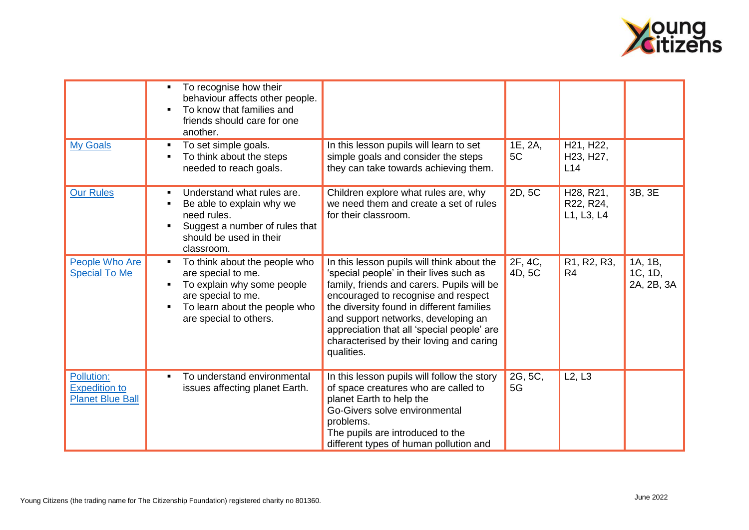| | | | | | |
|---|---|---|---|---|---|
| | ▪ To recognise how their behaviour affects other people.<br>▪ To know that families and friends should care for one another. | | | | |
| [My Goals]() | ▪ To set simple goals.<br>▪ To think about the steps needed to reach goals. | In this lesson pupils will learn to set simple goals and consider the steps they can take towards achieving them. | 1E, 2A, 5C | H21, H22, H23, H27, L14 | |
| [Our Rules]() | ▪ Understand what rules are.<br>▪ Be able to explain why we need rules.<br>▪ Suggest a number of rules that should be used in their classroom. | Children explore what rules are, why we need them and create a set of rules for their classroom. | 2D, 5C | H28, R21, R22, R24, L1, L3, L4 | 3B, 3E |
| [People Who Are Special To Me]() | ▪ To think about the people who are special to me.<br>▪ To explain why some people are special to me.<br>▪ To learn about the people who are special to others. | In this lesson pupils will think about the 'special people' in their lives such as family, friends and carers. Pupils will be encouraged to recognise and respect the diversity found in different families and support networks, developing an appreciation that all 'special people' are characterised by their loving and caring qualities. | 2F, 4C, 4D, 5C | R1, R2, R3, R4 | 1A, 1B, 1C, 1D, 2A, 2B, 3A |
| [Pollution: Expedition to Planet Blue Ball]() | ▪ To understand environmental issues affecting planet Earth. | In this lesson pupils will follow the story of space creatures who are called to planet Earth to help the Go-Givers solve environmental problems.<br>The pupils are introduced to the different types of human pollution and | 2G, 5C, 5G | L2, L3 | |

Young Citizens (the trading name for The Citizenship Foundation) registered charity no 801360.

June 2022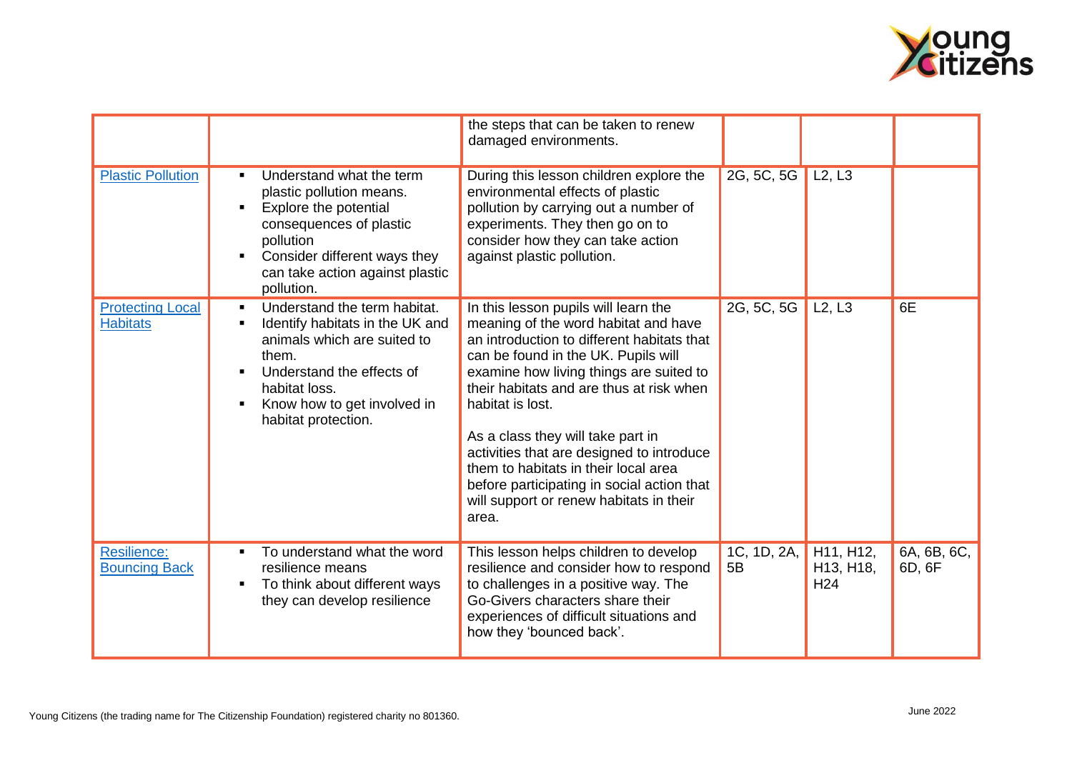| | | | | | |
|---|---|---|---|---|---|
| | | the steps that can be taken to renew damaged environments. | | | |
| Plastic Pollution | ▪ Understand what the term plastic pollution means.<br>▪ Explore the potential consequences of plastic pollution<br>▪ Consider different ways they can take action against plastic pollution. | During this lesson children explore the environmental effects of plastic pollution by carrying out a number of experiments. They then go on to consider how they can take action against plastic pollution. | 2G, 5C, 5G | L2, L3 | |
| Protecting Local Habitats | ▪ Understand the term habitat.<br>▪ Identify habitats in the UK and animals which are suited to them.<br>▪ Understand the effects of habitat loss.<br>▪ Know how to get involved in habitat protection. | In this lesson pupils will learn the meaning of the word habitat and have an introduction to different habitats that can be found in the UK. Pupils will examine how living things are suited to their habitats and are thus at risk when habitat is lost.<br><br>As a class they will take part in activities that are designed to introduce them to habitats in their local area before participating in social action that will support or renew habitats in their area. | 2G, 5C, 5G | L2, L3 | 6E |
| Resilience: Bouncing Back | ▪ To understand what the word resilience means<br>▪ To think about different ways they can develop resilience | This lesson helps children to develop resilience and consider how to respond to challenges in a positive way. The Go-Givers characters share their experiences of difficult situations and how they 'bounced back'. | 1C, 1D, 2A, 5B | H11, H12, H13, H18, H24 | 6A, 6B, 6C, 6D, 6F |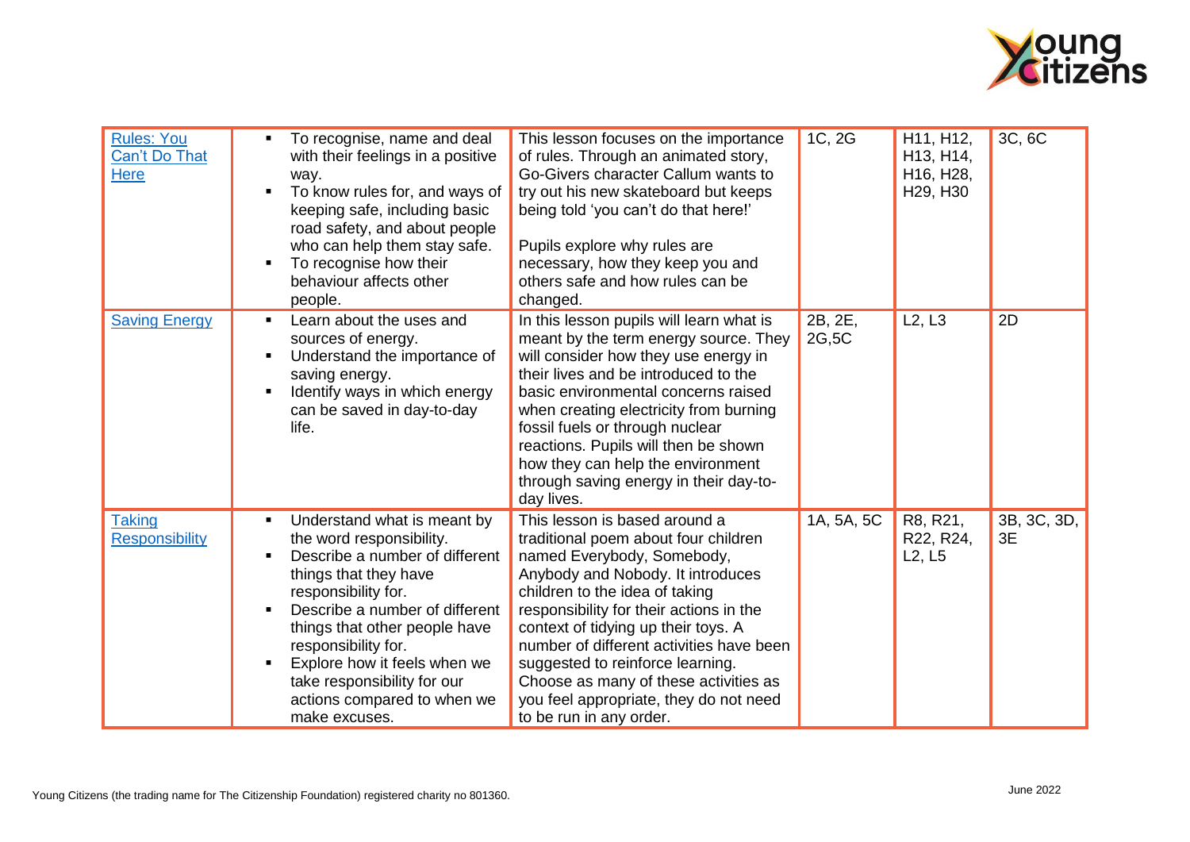| | | | | | |
|---|---|---|---|---|---|
| [Rules: You Can't Do That Here]() | ▪ To recognise, name and deal with their feelings in a positive way.<br>▪ To know rules for, and ways of keeping safe, including basic road safety, and about people who can help them stay safe.<br>▪ To recognise how their behaviour affects other people. | This lesson focuses on the importance of rules. Through an animated story, Go-Givers character Callum wants to try out his new skateboard but keeps being told 'you can't do that here!'<br><br>Pupils explore why rules are necessary, how they keep you and others safe and how rules can be changed. | 1C, 2G | H11, H12, H13, H14, H16, H28, H29, H30 | 3C, 6C |
| [Saving Energy]() | ▪ Learn about the uses and sources of energy.<br>▪ Understand the importance of saving energy.<br>▪ Identify ways in which energy can be saved in day-to-day life. | In this lesson pupils will learn what is meant by the term energy source. They will consider how they use energy in their lives and be introduced to the basic environmental concerns raised when creating electricity from burning fossil fuels or through nuclear reactions. Pupils will then be shown how they can help the environment through saving energy in their day-to-day lives. | 2B, 2E, 2G,5C | L2, L3 | 2D |
| [Taking Responsibility]() | ▪ Understand what is meant by the word responsibility.<br>▪ Describe a number of different things that they have responsibility for.<br>▪ Describe a number of different things that other people have responsibility for.<br>▪ Explore how it feels when we take responsibility for our actions compared to when we make excuses. | This lesson is based around a traditional poem about four children named Everybody, Somebody, Anybody and Nobody. It introduces children to the idea of taking responsibility for their actions in the context of tidying up their toys. A number of different activities have been suggested to reinforce learning. Choose as many of these activities as you feel appropriate, they do not need to be run in any order. | 1A, 5A, 5C | R8, R21, R22, R24, L2, L5 | 3B, 3C, 3D, 3E |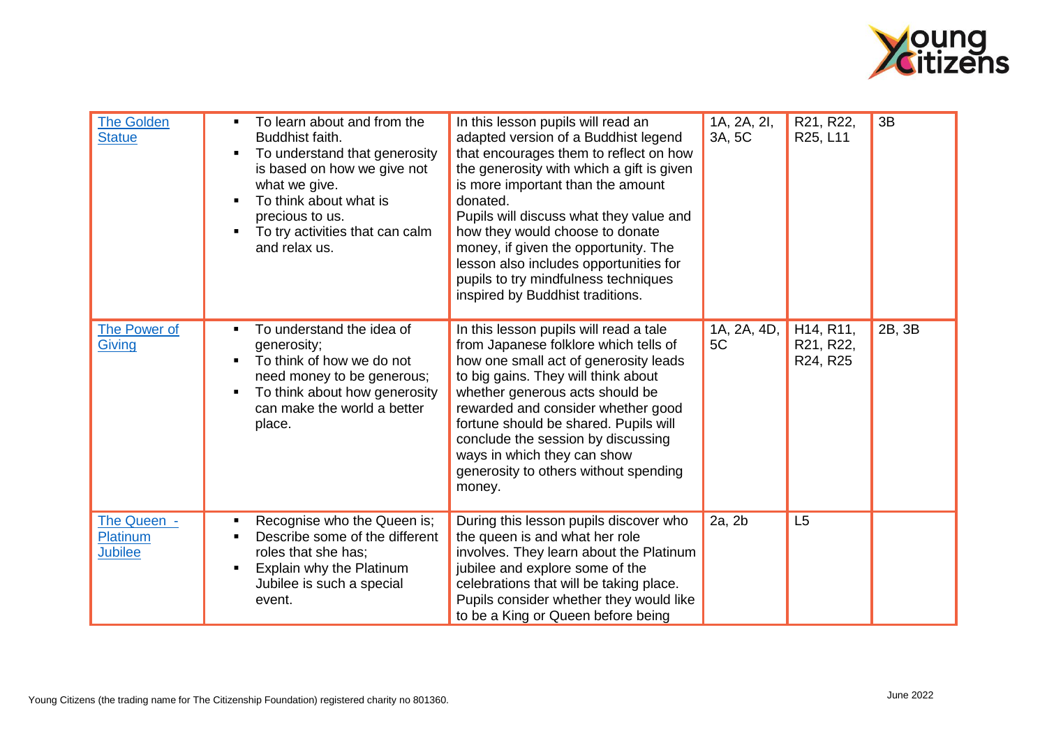| The Golden Statue | ▪ To learn about and from the Buddhist faith.<br>▪ To understand that generosity is based on how we give not what we give.<br>▪ To think about what is precious to us.<br>▪ To try activities that can calm and relax us. | In this lesson pupils will read an adapted version of a Buddhist legend that encourages them to reflect on how the generosity with which a gift is given is more important than the amount donated.<br>Pupils will discuss what they value and how they would choose to donate money, if given the opportunity. The lesson also includes opportunities for pupils to try mindfulness techniques inspired by Buddhist traditions. | 1A, 2A, 2I, 3A, 5C | R21, R22, R25, L11 | 3B |
|---|---|---|---|---|---|
| The Power of Giving | ▪ To understand the idea of generosity;<br>▪ To think of how we do not need money to be generous;<br>▪ To think about how generosity can make the world a better place. | In this lesson pupils will read a tale from Japanese folklore which tells of how one small act of generosity leads to big gains. They will think about whether generous acts should be rewarded and consider whether good fortune should be shared. Pupils will conclude the session by discussing ways in which they can show generosity to others without spending money. | 1A, 2A, 4D, 5C | H14, R11, R21, R22, R24, R25 | 2B, 3B |
| The Queen - Platinum Jubilee | ▪ Recognise who the Queen is;<br>▪ Describe some of the different roles that she has;<br>▪ Explain why the Platinum Jubilee is such a special event. | During this lesson pupils discover who the queen is and what her role involves. They learn about the Platinum jubilee and explore some of the celebrations that will be taking place. Pupils consider whether they would like to be a King or Queen before being | 2a, 2b | L5 | |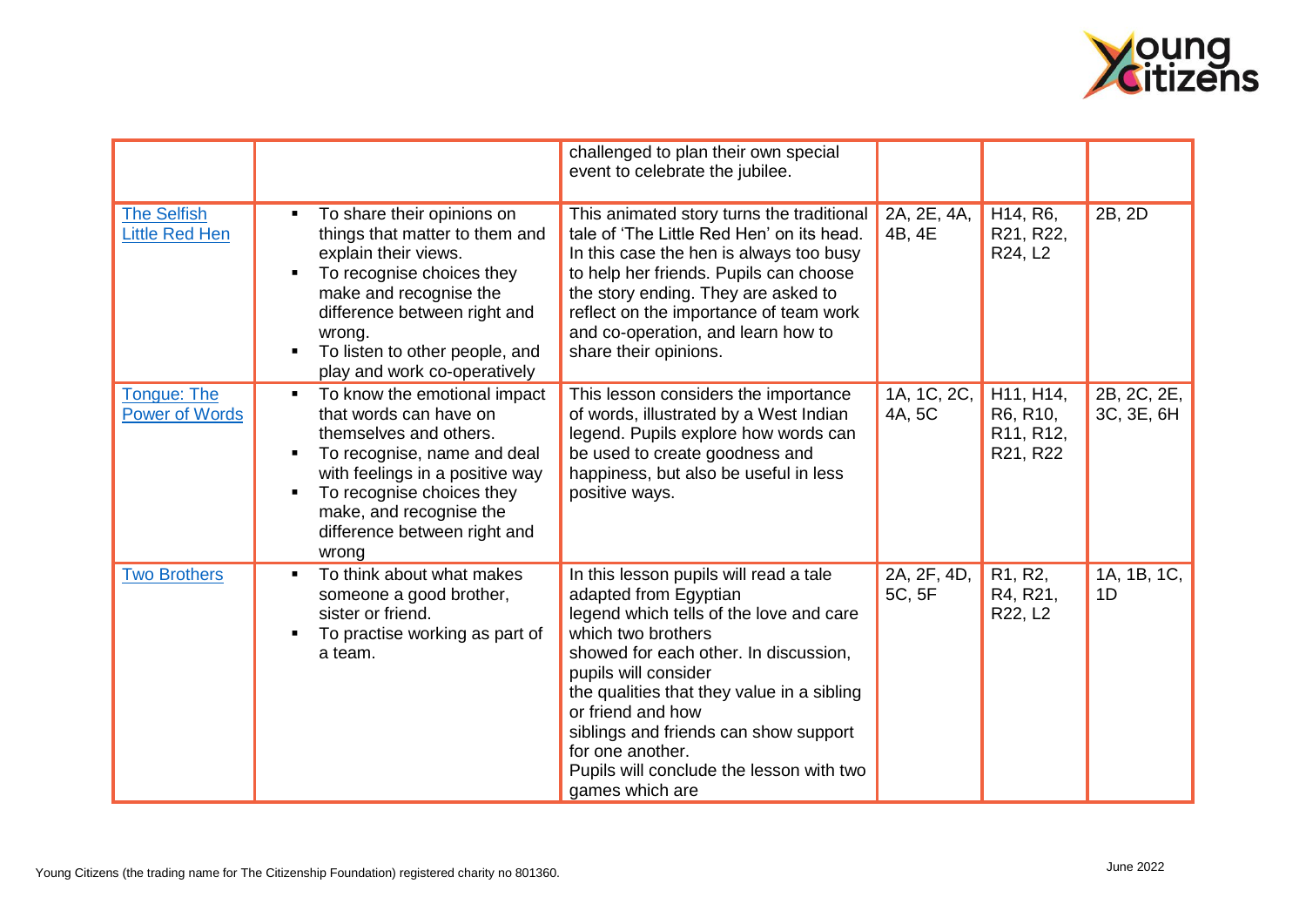| | | | | | |
|---|---|---|---|---|---|
| | | challenged to plan their own special event to celebrate the jubilee. | | | |
| The Selfish Little Red Hen | ▪ To share their opinions on things that matter to them and explain their views.<br>▪ To recognise choices they make and recognise the difference between right and wrong.<br>▪ To listen to other people, and play and work co-operatively | This animated story turns the traditional tale of 'The Little Red Hen' on its head. In this case the hen is always too busy to help her friends. Pupils can choose the story ending. They are asked to reflect on the importance of team work and co-operation, and learn how to share their opinions. | 2A, 2E, 4A, 4B, 4E | H14, R6, R21, R22, R24, L2 | 2B, 2D |
| Tongue: The Power of Words | ▪ To know the emotional impact that words can have on themselves and others.<br>▪ To recognise, name and deal with feelings in a positive way<br>▪ To recognise choices they make, and recognise the difference between right and wrong | This lesson considers the importance of words, illustrated by a West Indian legend. Pupils explore how words can be used to create goodness and happiness, but also be useful in less positive ways. | 1A, 1C, 2C, 4A, 5C | H11, H14, R6, R10, R11, R12, R21, R22 | 2B, 2C, 2E, 3C, 3E, 6H |
| Two Brothers | ▪ To think about what makes someone a good brother, sister or friend.<br>▪ To practise working as part of a team. | In this lesson pupils will read a tale adapted from Egyptian legend which tells of the love and care which two brothers showed for each other. In discussion, pupils will consider the qualities that they value in a sibling or friend and how siblings and friends can show support for one another. Pupils will conclude the lesson with two games which are | 2A, 2F, 4D, 5C, 5F | R1, R2, R4, R21, R22, L2 | 1A, 1B, 1C, 1D |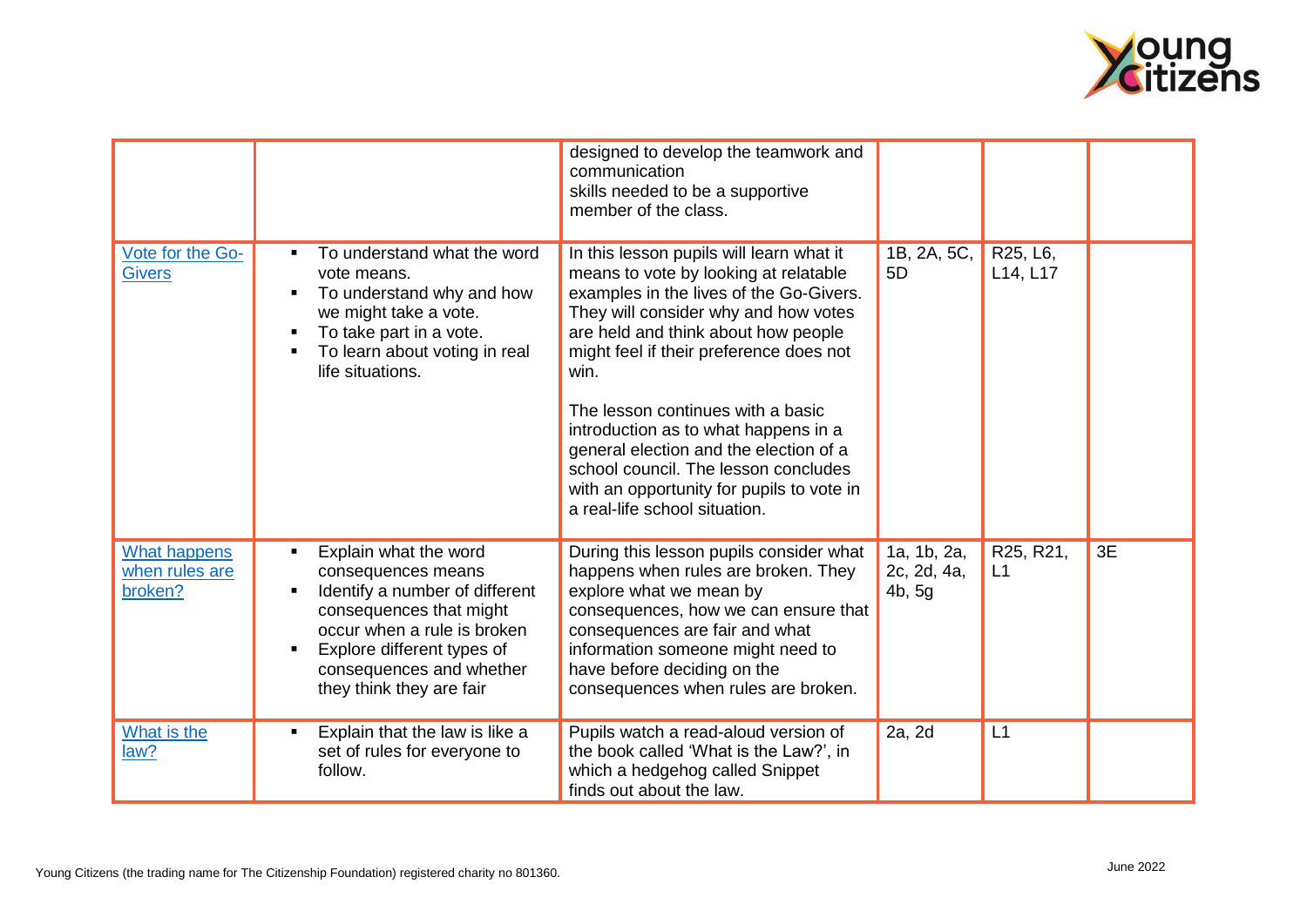|  |  | designed to develop the teamwork and communication skills needed to be a supportive member of the class. |  |  |  |
|---|---|---|---|---|---|
| Vote for the Go-Givers | ▪ To understand what the word vote means.<br>▪ To understand why and how we might take a vote.<br>▪ To take part in a vote.<br>▪ To learn about voting in real life situations. | In this lesson pupils will learn what it means to vote by looking at relatable examples in the lives of the Go-Givers. They will consider why and how votes are held and think about how people might feel if their preference does not win.<br><br>The lesson continues with a basic introduction as to what happens in a general election and the election of a school council. The lesson concludes with an opportunity for pupils to vote in a real-life school situation. | 1B, 2A, 5C, 5D | R25, L6, L14, L17 |  |
| What happens when rules are broken? | ▪ Explain what the word consequences means<br>▪ Identify a number of different consequences that might occur when a rule is broken<br>▪ Explore different types of consequences and whether they think they are fair | During this lesson pupils consider what happens when rules are broken. They explore what we mean by consequences, how we can ensure that consequences are fair and what information someone might need to have before deciding on the consequences when rules are broken. | 1a, 1b, 2a, 2c, 2d, 4a, 4b, 5g | R25, R21, L1 | 3E |
| What is the law? | ▪ Explain that the law is like a set of rules for everyone to follow. | Pupils watch a read-aloud version of the book called 'What is the Law?', in which a hedgehog called Snippet finds out about the law. | 2a, 2d | L1 |  |

Young Citizens (the trading name for The Citizenship Foundation) registered charity no 801360.

June 2022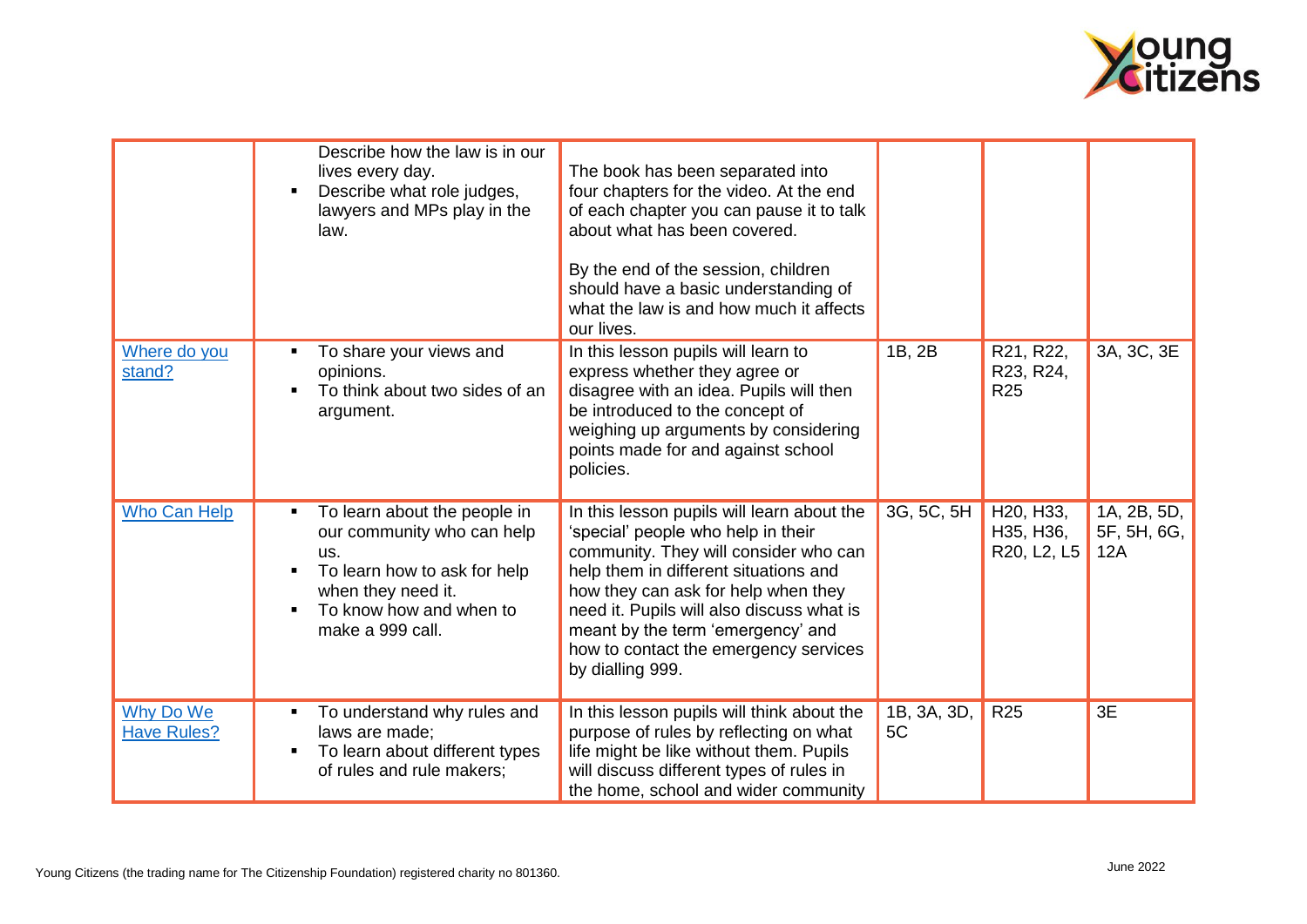| | | | | | |
|---|---|---|---|---|---|
| | Describe how the law is in our lives every day.<br>- Describe what role judges, lawyers and MPs play in the law. | The book has been separated into four chapters for the video. At the end of each chapter you can pause it to talk about what has been covered.<br><br>By the end of the session, children should have a basic understanding of what the law is and how much it affects our lives. | | | |
| [Where do you stand?]() | - To share your views and opinions.<br>- To think about two sides of an argument. | In this lesson pupils will learn to express whether they agree or disagree with an idea. Pupils will then be introduced to the concept of weighing up arguments by considering points made for and against school policies. | 1B, 2B | R21, R22, R23, R24, R25 | 3A, 3C, 3E |
| [Who Can Help]() | - To learn about the people in our community who can help us.<br>- To learn how to ask for help when they need it.<br>- To know how and when to make a 999 call. | In this lesson pupils will learn about the 'special' people who help in their community. They will consider who can help them in different situations and how they can ask for help when they need it. Pupils will also discuss what is meant by the term 'emergency' and how to contact the emergency services by dialling 999. | 3G, 5C, 5H | H20, H33, H35, H36, R20, L2, L5 | 1A, 2B, 5D, 5F, 5H, 6G, 12A |
| [Why Do We Have Rules?]() | - To understand why rules and laws are made;<br>- To learn about different types of rules and rule makers; | In this lesson pupils will think about the purpose of rules by reflecting on what life might be like without them. Pupils will discuss different types of rules in the home, school and wider community | 1B, 3A, 3D, 5C | R25 | 3E |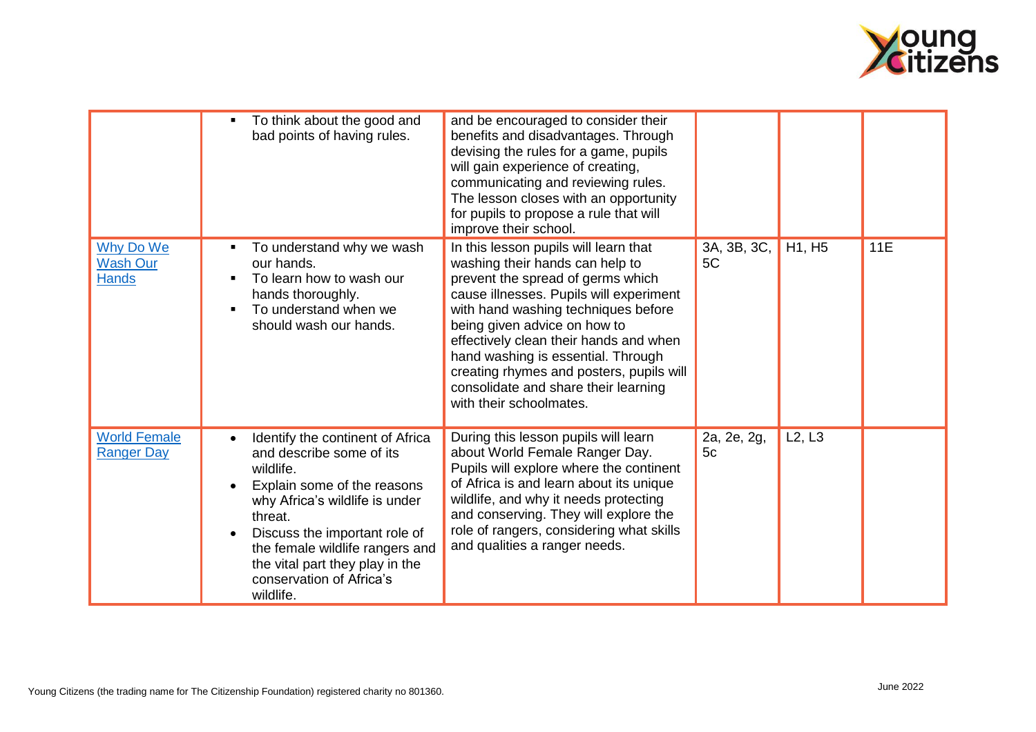| | | | | | |
|---|---|---|---|---|---|
| | ▪ To think about the good and bad points of having rules. | and be encouraged to consider their benefits and disadvantages. Through devising the rules for a game, pupils will gain experience of creating, communicating and reviewing rules. The lesson closes with an opportunity for pupils to propose a rule that will improve their school. | | | |
| [Why Do We Wash Our Hands]() | ▪ To understand why we wash our hands.<br>▪ To learn how to wash our hands thoroughly.<br>▪ To understand when we should wash our hands. | In this lesson pupils will learn that washing their hands can help to prevent the spread of germs which cause illnesses. Pupils will experiment with hand washing techniques before being given advice on how to effectively clean their hands and when hand washing is essential. Through creating rhymes and posters, pupils will consolidate and share their learning with their schoolmates. | 3A, 3B, 3C, 5C | H1, H5 | 11E |
| [World Female Ranger Day]() | • Identify the continent of Africa and describe some of its wildlife.<br>• Explain some of the reasons why Africa's wildlife is under threat.<br>• Discuss the important role of the female wildlife rangers and the vital part they play in the conservation of Africa's wildlife. | During this lesson pupils will learn about World Female Ranger Day. Pupils will explore where the continent of Africa is and learn about its unique wildlife, and why it needs protecting and conserving. They will explore the role of rangers, considering what skills and qualities a ranger needs. | 2a, 2e, 2g, 5c | L2, L3 | |

Young Citizens (the trading name for The Citizenship Foundation) registered charity no 801360.

June 2022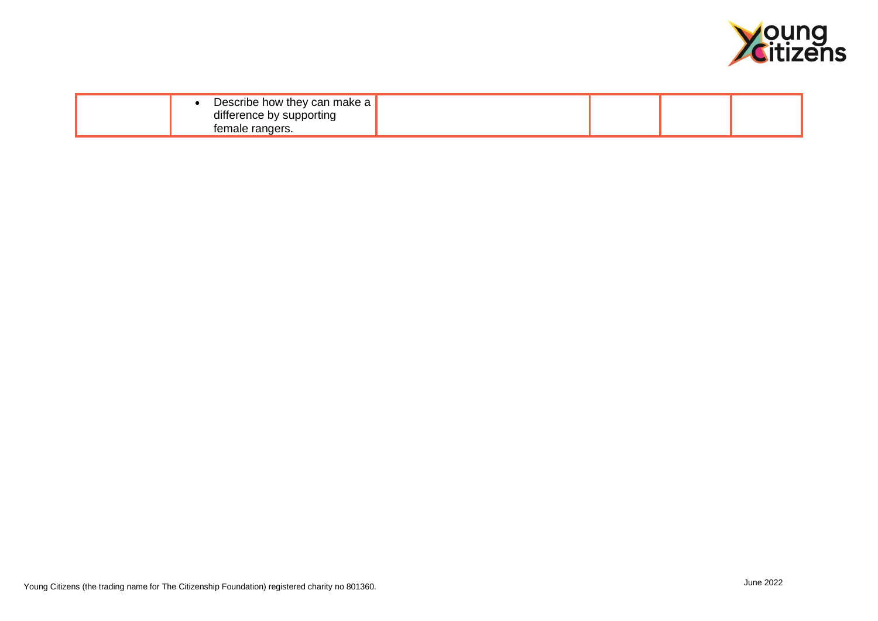| | | | | | |
|---|---|---|---|---|---|
| | • Describe how they can make a difference by supporting female rangers. | | | | |